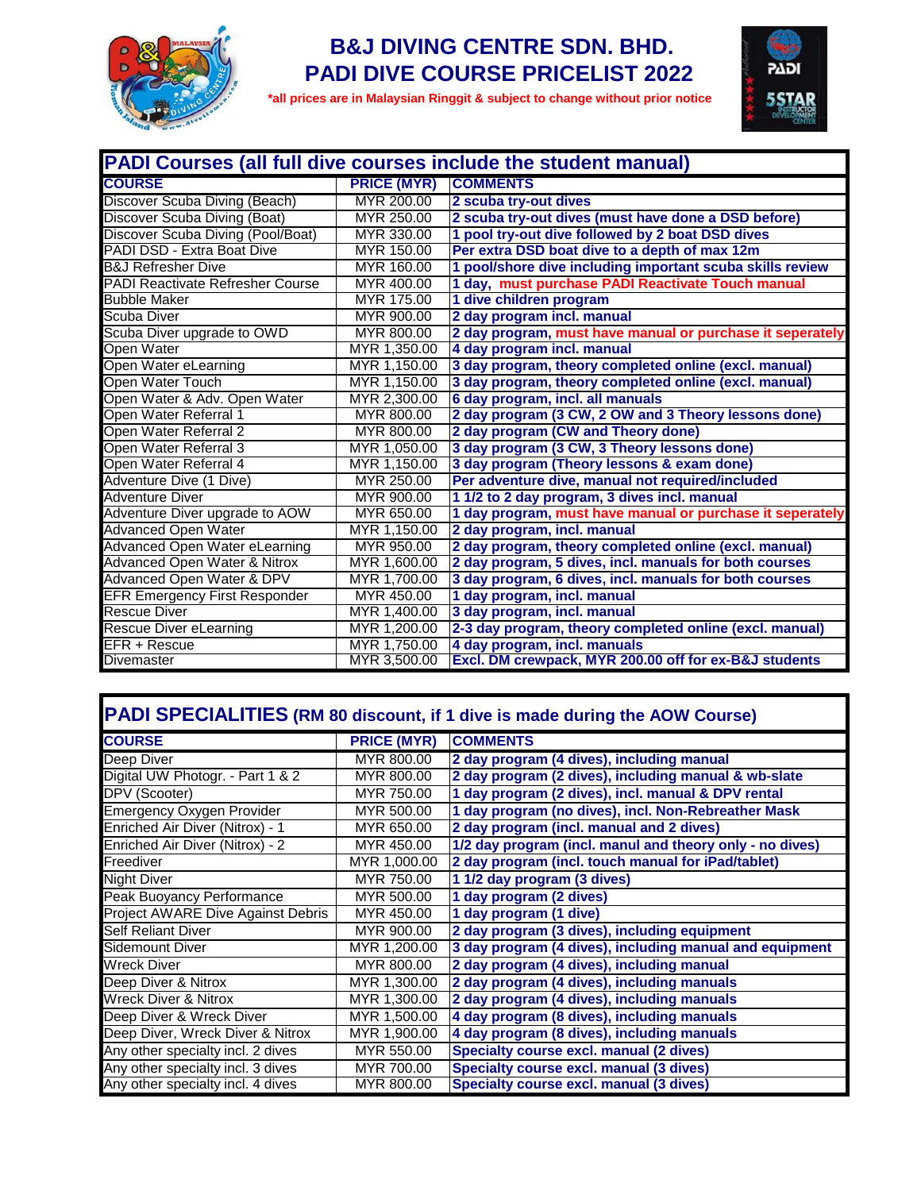# B&J DIVING CENTRE SDN. BHD.
# PADI DIVE COURSE PRICELIST 2022

***all prices are in Malaysian Ringgit & subject to change without prior notice**

## PADI Courses (all full dive courses include the student manual)

| COURSE | PRICE (MYR) | COMMENTS |
|---|---|---|
| Discover Scuba Diving (Beach) | MYR 200.00 | 2 scuba try-out dives |
| Discover Scuba Diving (Boat) | MYR 250.00 | 2 scuba try-out dives (must have done a DSD before) |
| Discover Scuba Diving (Pool/Boat) | MYR 330.00 | 1 pool try-out dive followed by 2 boat DSD dives |
| PADI DSD - Extra Boat Dive | MYR 150.00 | Per extra DSD boat dive to a depth of max 12m |
| B&J Refresher Dive | MYR 160.00 | 1 pool/shore dive including important scuba skills review |
| PADI Reactivate Refresher Course | MYR 400.00 | 1 day, must purchase PADI Reactivate Touch manual |
| Bubble Maker | MYR 175.00 | 1 dive children program |
| Scuba Diver | MYR 900.00 | 2 day program incl. manual |
| Scuba Diver upgrade to OWD | MYR 800.00 | 2 day program, must have manual or purchase it seperately |
| Open Water | MYR 1,350.00 | 4 day program incl. manual |
| Open Water eLearning | MYR 1,150.00 | 3 day program, theory completed online (excl. manual) |
| Open Water Touch | MYR 1,150.00 | 3 day program, theory completed online (excl. manual) |
| Open Water & Adv. Open Water | MYR 2,300.00 | 6 day program, incl. all manuals |
| Open Water Referral 1 | MYR 800.00 | 2 day program (3 CW, 2 OW and 3 Theory lessons done) |
| Open Water Referral 2 | MYR 800.00 | 2 day program (CW and Theory done) |
| Open Water Referral 3 | MYR 1,050.00 | 3 day program (3 CW, 3 Theory lessons done) |
| Open Water Referral 4 | MYR 1,150.00 | 3 day program (Theory lessons & exam done) |
| Adventure Dive (1 Dive) | MYR 250.00 | Per adventure dive, manual not required/included |
| Adventure Diver | MYR 900.00 | 1 1/2 to 2 day program, 3 dives incl. manual |
| Adventure Diver upgrade to AOW | MYR 650.00 | 1 day program, must have manual or purchase it seperately |
| Advanced Open Water | MYR 1,150.00 | 2 day program, incl. manual |
| Advanced Open Water eLearning | MYR 950.00 | 2 day program, theory completed online (excl. manual) |
| Advanced Open Water & Nitrox | MYR 1,600.00 | 2 day program, 5 dives, incl. manuals for both courses |
| Advanced Open Water & DPV | MYR 1,700.00 | 3 day program, 6 dives, incl. manuals for both courses |
| EFR Emergency First Responder | MYR 450.00 | 1 day program, incl. manual |
| Rescue Diver | MYR 1,400.00 | 3 day program, incl. manual |
| Rescue Diver eLearning | MYR 1,200.00 | 2-3 day program, theory completed online (excl. manual) |
| EFR + Rescue | MYR 1,750.00 | 4 day program, incl. manuals |
| Divemaster | MYR 3,500.00 | Excl. DM crewpack, MYR 200.00 off for ex-B&J students |

## PADI SPECIALITIES (RM 80 discount, if 1 dive is made during the AOW Course)

| COURSE | PRICE (MYR) | COMMENTS |
|---|---|---|
| Deep Diver | MYR 800.00 | 2 day program (4 dives), including manual |
| Digital UW Photogr. - Part 1 & 2 | MYR 800.00 | 2 day program (2 dives), including manual & wb-slate |
| DPV (Scooter) | MYR 750.00 | 1 day program (2 dives), incl. manual & DPV rental |
| Emergency Oxygen Provider | MYR 500.00 | 1 day program (no dives), incl. Non-Rebreather Mask |
| Enriched Air Diver (Nitrox) - 1 | MYR 650.00 | 2 day program (incl. manual and 2 dives) |
| Enriched Air Diver (Nitrox) - 2 | MYR 450.00 | 1/2 day program (incl. manul and theory only - no dives) |
| Freediver | MYR 1,000.00 | 2 day program (incl. touch manual for iPad/tablet) |
| Night Diver | MYR 750.00 | 1 1/2 day program (3 dives) |
| Peak Buoyancy Performance | MYR 500.00 | 1 day program (2 dives) |
| Project AWARE Dive Against Debris | MYR 450.00 | 1 day program (1 dive) |
| Self Reliant Diver | MYR 900.00 | 2 day program (3 dives), including equipment |
| Sidemount Diver | MYR 1,200.00 | 3 day program (4 dives), including manual and equipment |
| Wreck Diver | MYR 800.00 | 2 day program (4 dives), including manual |
| Deep Diver & Nitrox | MYR 1,300.00 | 2 day program (4 dives), including manuals |
| Wreck Diver & Nitrox | MYR 1,300.00 | 2 day program (4 dives), including manuals |
| Deep Diver & Wreck Diver | MYR 1,500.00 | 4 day program (8 dives), including manuals |
| Deep Diver, Wreck Diver & Nitrox | MYR 1,900.00 | 4 day program (8 dives), including manuals |
| Any other specialty incl. 2 dives | MYR 550.00 | Specialty course excl. manual (2 dives) |
| Any other specialty incl. 3 dives | MYR 700.00 | Specialty course excl. manual (3 dives) |
| Any other specialty incl. 4 dives | MYR 800.00 | Specialty course excl. manual (3 dives) |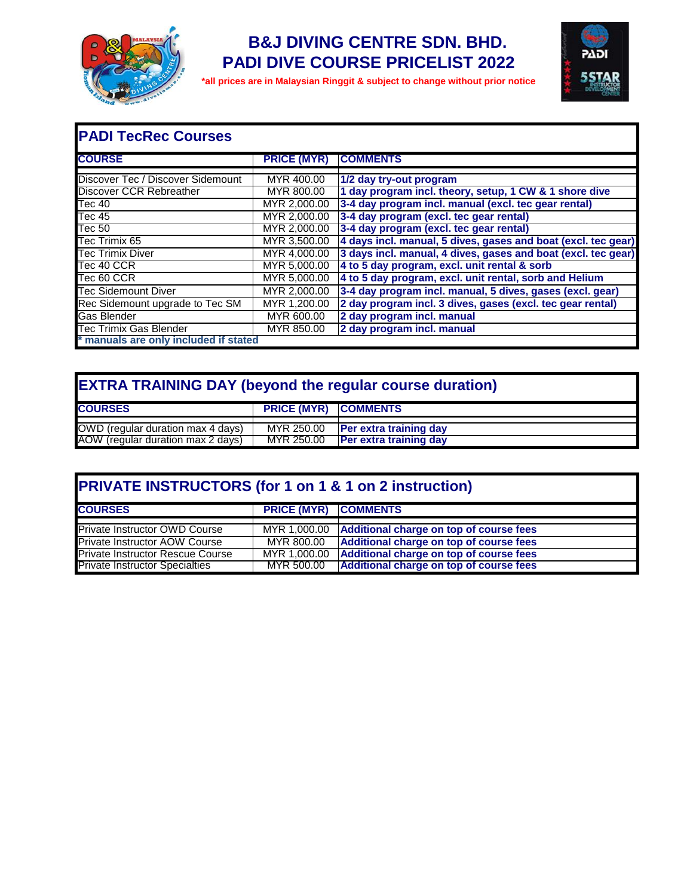# B&J DIVING CENTRE SDN. BHD.
# PADI DIVE COURSE PRICELIST 2022

*all prices are in Malaysian Ringgit & subject to change without prior notice

## PADI TecRec Courses

| COURSE | PRICE (MYR) | COMMENTS |
|---|---|---|
| Discover Tec / Discover Sidemount | MYR 400.00 | 1/2 day try-out program |
| Discover CCR Rebreather | MYR 800.00 | 1 day program incl. theory, setup, 1 CW & 1 shore dive |
| Tec 40 | MYR 2,000.00 | 3-4 day program incl. manual (excl. tec gear rental) |
| Tec 45 | MYR 2,000.00 | 3-4 day program (excl. tec gear rental) |
| Tec 50 | MYR 2,000.00 | 3-4 day program (excl. tec gear rental) |
| Tec Trimix 65 | MYR 3,500.00 | 4 days incl. manual, 5 dives, gases and boat (excl. tec gear) |
| Tec Trimix Diver | MYR 4,000.00 | 3 days incl. manual, 4 dives, gases and boat (excl. tec gear) |
| Tec 40 CCR | MYR 5,000.00 | 4 to 5 day program, excl. unit rental & sorb |
| Tec 60 CCR | MYR 5,000.00 | 4 to 5 day program, excl. unit rental, sorb and Helium |
| Tec Sidemount Diver | MYR 2,000.00 | 3-4 day program incl. manual, 5 dives, gases (excl. gear) |
| Rec Sidemount upgrade to Tec SM | MYR 1,200.00 | 2 day program incl. 3 dives, gases (excl. tec gear rental) |
| Gas Blender | MYR 600.00 | 2 day program incl. manual |
| Tec Trimix Gas Blender | MYR 850.00 | 2 day program incl. manual |

* manuals are only included if stated

## EXTRA TRAINING DAY (beyond the regular course duration)

| COURSES | PRICE (MYR) | COMMENTS |
|---|---|---|
| OWD (regular duration max 4 days) | MYR 250.00 | Per extra training day |
| AOW (regular duration max 2 days) | MYR 250.00 | Per extra training day |

## PRIVATE INSTRUCTORS (for 1 on 1 & 1 on 2 instruction)

| COURSES | PRICE (MYR) | COMMENTS |
|---|---|---|
| Private Instructor OWD Course | MYR 1,000.00 | Additional charge on top of course fees |
| Private Instructor AOW Course | MYR 800.00 | Additional charge on top of course fees |
| Private Instructor Rescue Course | MYR 1,000.00 | Additional charge on top of course fees |
| Private Instructor Specialties | MYR 500.00 | Additional charge on top of course fees |